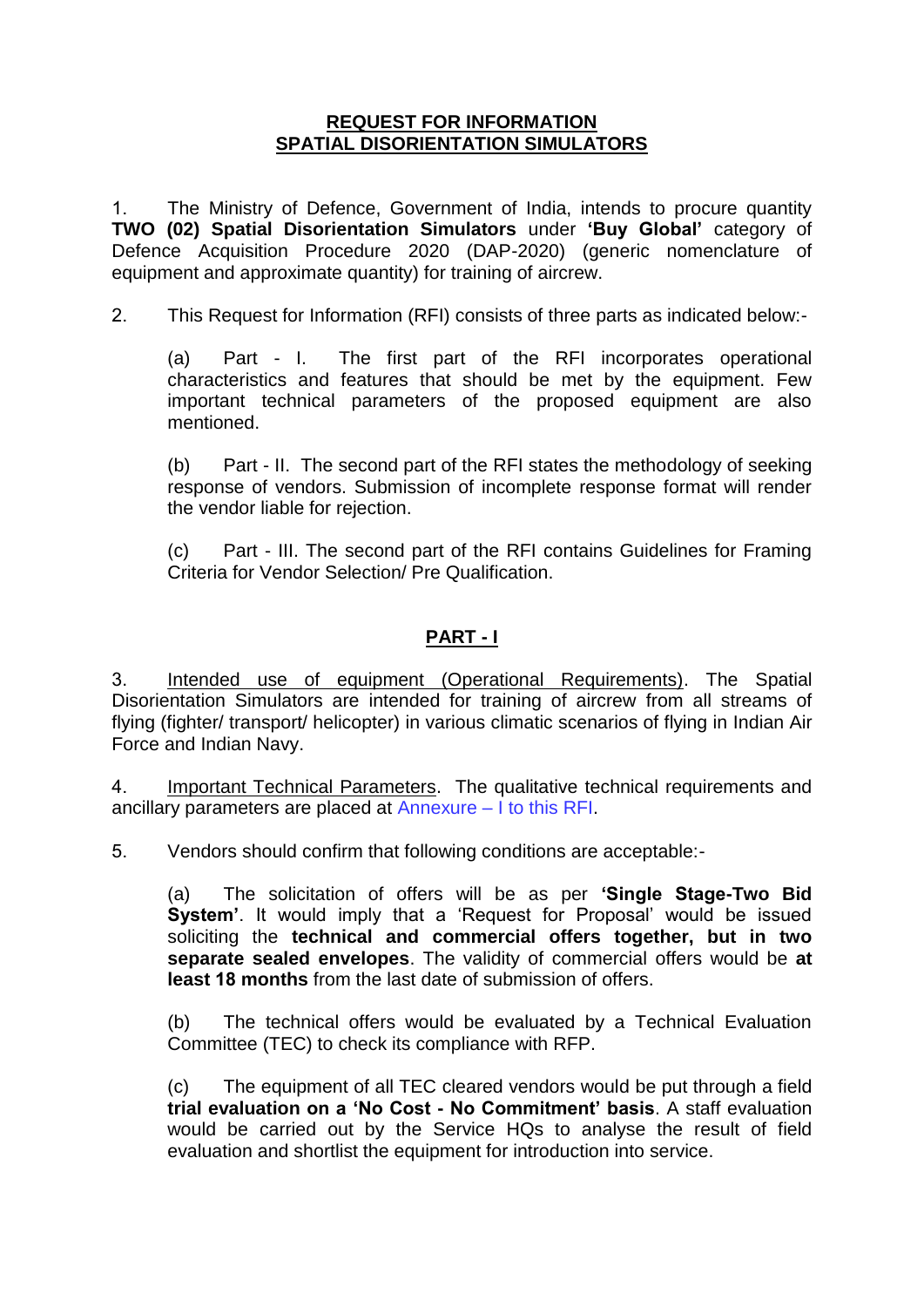**REQUEST FOR INFORMATION**
**SPATIAL DISORIENTATION SIMULATORS**

1. The Ministry of Defence, Government of India, intends to procure quantity **TWO (02) Spatial Disorientation Simulators** under **'Buy Global'** category of Defence Acquisition Procedure 2020 (DAP-2020) (generic nomenclature of equipment and approximate quantity) for training of aircrew.

2. This Request for Information (RFI) consists of three parts as indicated below:-

(a) Part - I. The first part of the RFI incorporates operational characteristics and features that should be met by the equipment. Few important technical parameters of the proposed equipment are also mentioned.

(b) Part - II. The second part of the RFI states the methodology of seeking response of vendors. Submission of incomplete response format will render the vendor liable for rejection.

(c) Part - III. The second part of the RFI contains Guidelines for Framing Criteria for Vendor Selection/ Pre Qualification.

## PART - I

3. Intended use of equipment (Operational Requirements). The Spatial Disorientation Simulators are intended for training of aircrew from all streams of flying (fighter/ transport/ helicopter) in various climatic scenarios of flying in Indian Air Force and Indian Navy.

4. Important Technical Parameters. The qualitative technical requirements and ancillary parameters are placed at Annexure – I to this RFI.

5. Vendors should confirm that following conditions are acceptable:-

(a) The solicitation of offers will be as per **'Single Stage-Two Bid System'**. It would imply that a 'Request for Proposal' would be issued soliciting the **technical and commercial offers together, but in two separate sealed envelopes**. The validity of commercial offers would be **at least 18 months** from the last date of submission of offers.

(b) The technical offers would be evaluated by a Technical Evaluation Committee (TEC) to check its compliance with RFP.

(c) The equipment of all TEC cleared vendors would be put through a field **trial evaluation on a 'No Cost - No Commitment' basis**. A staff evaluation would be carried out by the Service HQs to analyse the result of field evaluation and shortlist the equipment for introduction into service.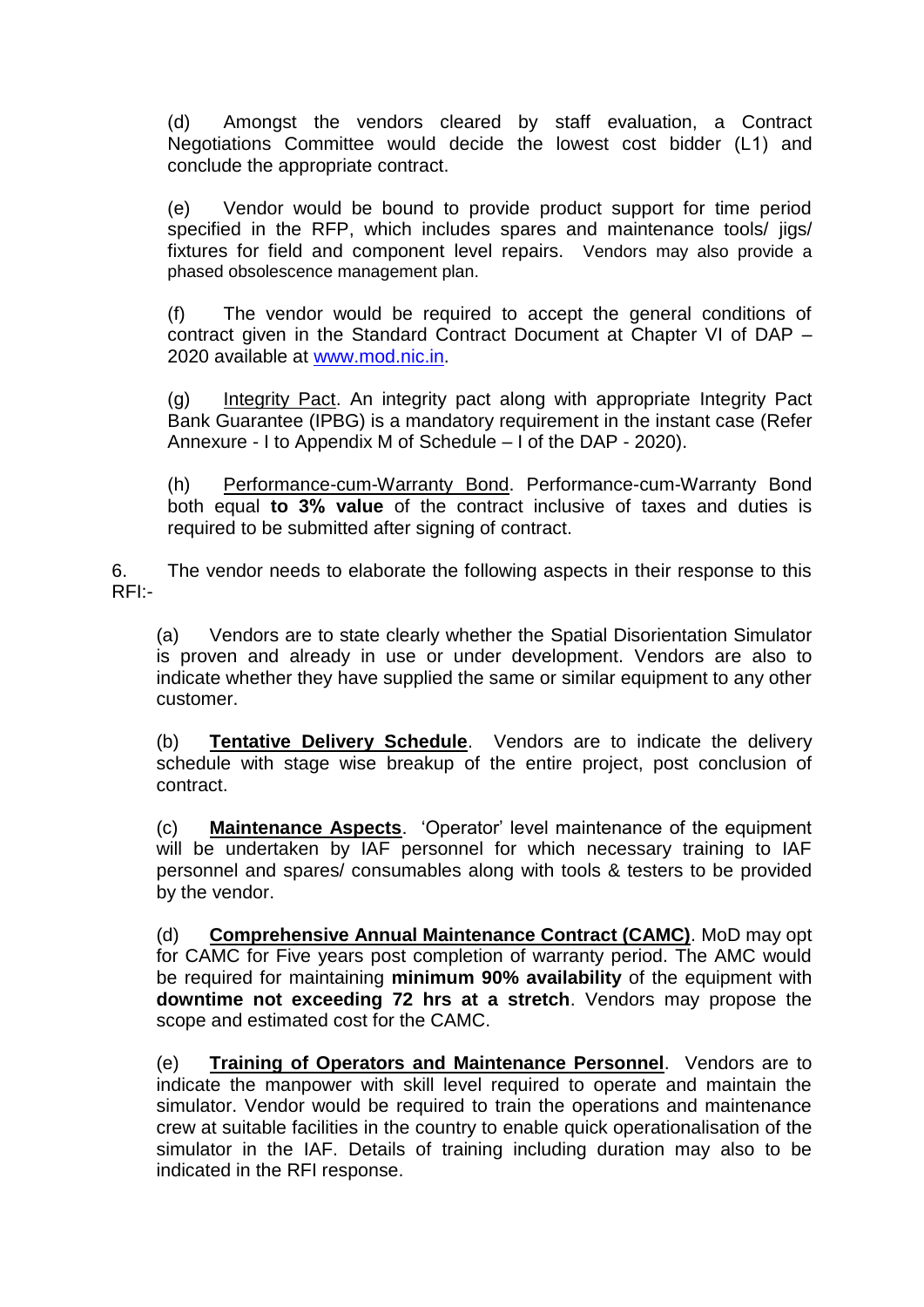(d) Amongst the vendors cleared by staff evaluation, a Contract Negotiations Committee would decide the lowest cost bidder (L1) and conclude the appropriate contract.

(e) Vendor would be bound to provide product support for time period specified in the RFP, which includes spares and maintenance tools/ jigs/ fixtures for field and component level repairs. Vendors may also provide a phased obsolescence management plan.

(f) The vendor would be required to accept the general conditions of contract given in the Standard Contract Document at Chapter VI of DAP – 2020 available at [www.mod.nic.in](http://www.mod.nic.in).

(g) Integrity Pact. An integrity pact along with appropriate Integrity Pact Bank Guarantee (IPBG) is a mandatory requirement in the instant case (Refer Annexure - I to Appendix M of Schedule – I of the DAP - 2020).

(h) Performance-cum-Warranty Bond. Performance-cum-Warranty Bond both equal **to 3% value** of the contract inclusive of taxes and duties is required to be submitted after signing of contract.

6. The vendor needs to elaborate the following aspects in their response to this RFI:-

(a) Vendors are to state clearly whether the Spatial Disorientation Simulator is proven and already in use or under development. Vendors are also to indicate whether they have supplied the same or similar equipment to any other customer.

(b) **Tentative Delivery Schedule**. Vendors are to indicate the delivery schedule with stage wise breakup of the entire project, post conclusion of contract.

(c) **Maintenance Aspects**. 'Operator' level maintenance of the equipment will be undertaken by IAF personnel for which necessary training to IAF personnel and spares/ consumables along with tools & testers to be provided by the vendor.

(d) **Comprehensive Annual Maintenance Contract (CAMC)**. MoD may opt for CAMC for Five years post completion of warranty period. The AMC would be required for maintaining **minimum 90% availability** of the equipment with **downtime not exceeding 72 hrs at a stretch**. Vendors may propose the scope and estimated cost for the CAMC.

(e) **Training of Operators and Maintenance Personnel**. Vendors are to indicate the manpower with skill level required to operate and maintain the simulator. Vendor would be required to train the operations and maintenance crew at suitable facilities in the country to enable quick operationalisation of the simulator in the IAF. Details of training including duration may also to be indicated in the RFI response.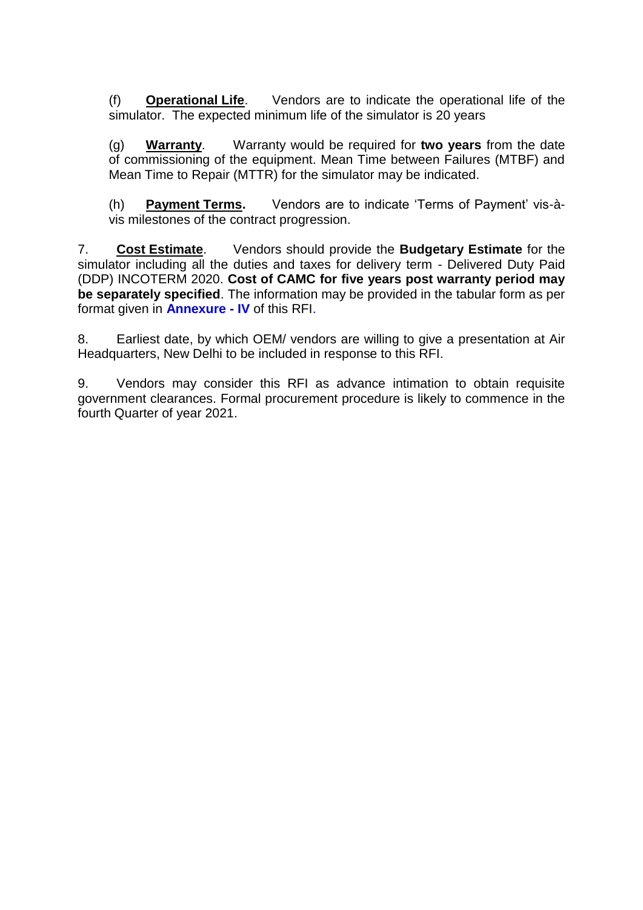(f) **Operational Life**. Vendors are to indicate the operational life of the simulator. The expected minimum life of the simulator is 20 years

(g) **Warranty**. Warranty would be required for **two years** from the date of commissioning of the equipment. Mean Time between Failures (MTBF) and Mean Time to Repair (MTTR) for the simulator may be indicated.

(h) **Payment Terms.** Vendors are to indicate 'Terms of Payment' vis-à-vis milestones of the contract progression.

7. **Cost Estimate**. Vendors should provide the **Budgetary Estimate** for the simulator including all the duties and taxes for delivery term - Delivered Duty Paid (DDP) INCOTERM 2020. **Cost of CAMC for five years post warranty period may be separately specified**. The information may be provided in the tabular form as per format given in **Annexure - IV** of this RFI.

8. Earliest date, by which OEM/ vendors are willing to give a presentation at Air Headquarters, New Delhi to be included in response to this RFI.

9. Vendors may consider this RFI as advance intimation to obtain requisite government clearances. Formal procurement procedure is likely to commence in the fourth Quarter of year 2021.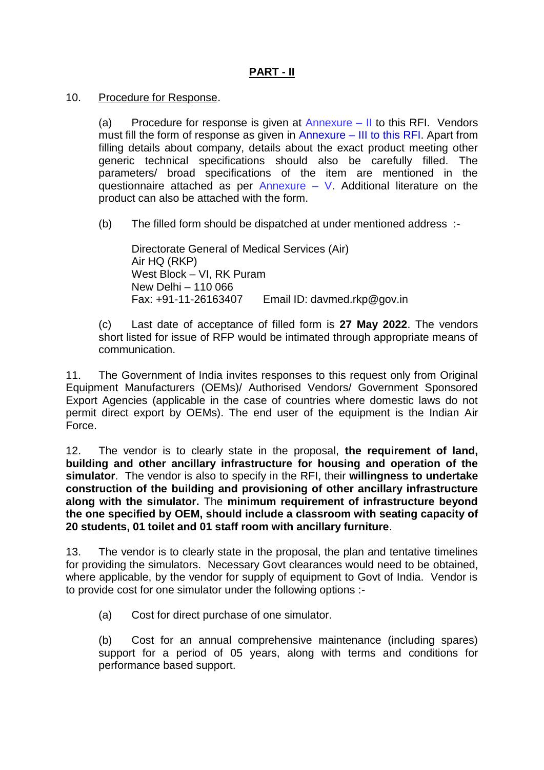## PART - II

10. Procedure for Response.

(a) Procedure for response is given at Annexure – II to this RFI. Vendors must fill the form of response as given in Annexure – III to this RFI. Apart from filling details about company, details about the exact product meeting other generic technical specifications should also be carefully filled. The parameters/ broad specifications of the item are mentioned in the questionnaire attached as per Annexure – V. Additional literature on the product can also be attached with the form.

(b) The filled form should be dispatched at under mentioned address :-

Directorate General of Medical Services (Air)
Air HQ (RKP)
West Block – VI, RK Puram
New Delhi – 110 066
Fax: +91-11-26163407 Email ID: davmed.rkp@gov.in

(c) Last date of acceptance of filled form is **27 May 2022**. The vendors short listed for issue of RFP would be intimated through appropriate means of communication.

11. The Government of India invites responses to this request only from Original Equipment Manufacturers (OEMs)/ Authorised Vendors/ Government Sponsored Export Agencies (applicable in the case of countries where domestic laws do not permit direct export by OEMs). The end user of the equipment is the Indian Air Force.

12. The vendor is to clearly state in the proposal, **the requirement of land, building and other ancillary infrastructure for housing and operation of the simulator**. The vendor is also to specify in the RFI, their **willingness to undertake construction of the building and provisioning of other ancillary infrastructure along with the simulator.** The **minimum requirement of infrastructure beyond the one specified by OEM, should include a classroom with seating capacity of 20 students, 01 toilet and 01 staff room with ancillary furniture**.

13. The vendor is to clearly state in the proposal, the plan and tentative timelines for providing the simulators. Necessary Govt clearances would need to be obtained, where applicable, by the vendor for supply of equipment to Govt of India. Vendor is to provide cost for one simulator under the following options :-

(a) Cost for direct purchase of one simulator.

(b) Cost for an annual comprehensive maintenance (including spares) support for a period of 05 years, along with terms and conditions for performance based support.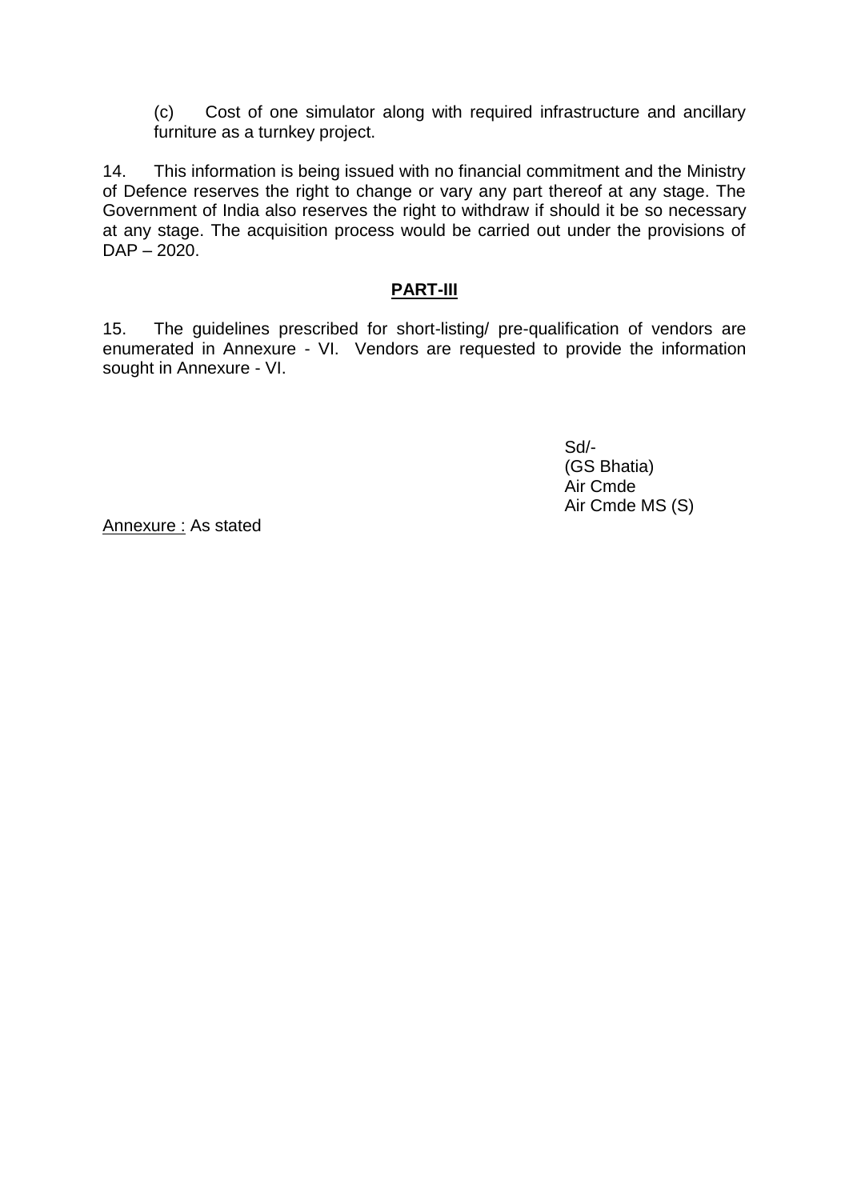(c) Cost of one simulator along with required infrastructure and ancillary furniture as a turnkey project.

14. This information is being issued with no financial commitment and the Ministry of Defence reserves the right to change or vary any part thereof at any stage. The Government of India also reserves the right to withdraw if should it be so necessary at any stage. The acquisition process would be carried out under the provisions of DAP – 2020.

## **PART-III**

15. The guidelines prescribed for short-listing/ pre-qualification of vendors are enumerated in Annexure - VI. Vendors are requested to provide the information sought in Annexure - VI.

Sd/-
(GS Bhatia)
Air Cmde
Air Cmde MS (S)

Annexure : As stated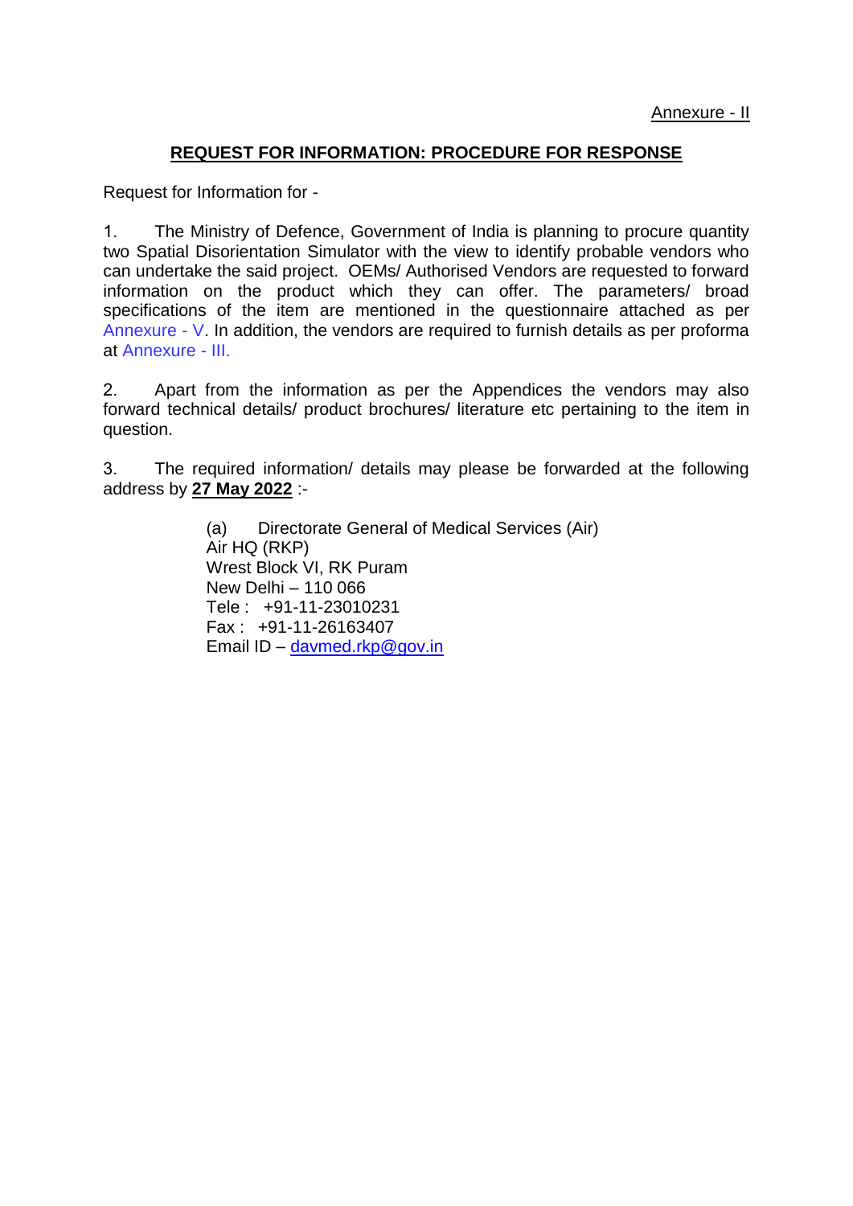Annexure - II

## REQUEST FOR INFORMATION: PROCEDURE FOR RESPONSE

Request for Information for -

1. The Ministry of Defence, Government of India is planning to procure quantity two Spatial Disorientation Simulator with the view to identify probable vendors who can undertake the said project. OEMs/ Authorised Vendors are requested to forward information on the product which they can offer. The parameters/ broad specifications of the item are mentioned in the questionnaire attached as per Annexure - V. In addition, the vendors are required to furnish details as per proforma at Annexure - III.

2. Apart from the information as per the Appendices the vendors may also forward technical details/ product brochures/ literature etc pertaining to the item in question.

3. The required information/ details may please be forwarded at the following address by **27 May 2022** :-

(a) Directorate General of Medical Services (Air)
Air HQ (RKP)
Wrest Block VI, RK Puram
New Delhi – 110 066
Tele : +91-11-23010231
Fax : +91-11-26163407
Email ID – davmed.rkp@gov.in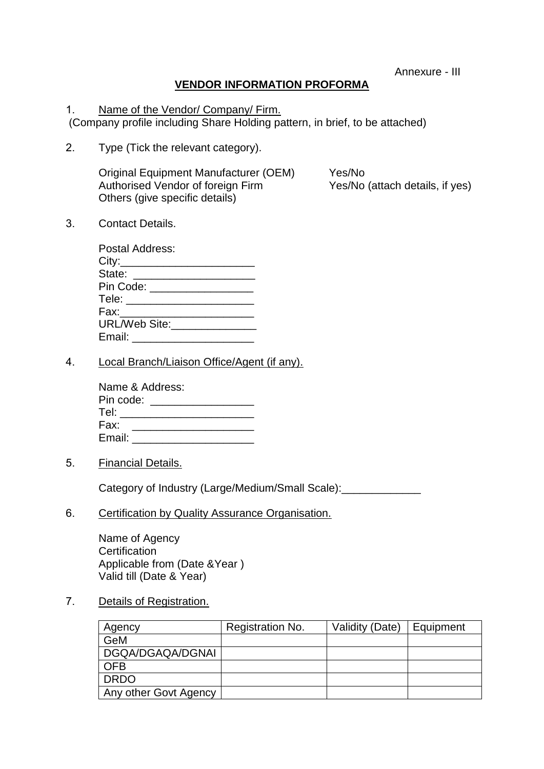Annexure - III

## VENDOR INFORMATION PROFORMA

1. Name of the Vendor/ Company/ Firm.
 (Company profile including Share Holding pattern, in brief, to be attached)

2. Type (Tick the relevant category).

   Original Equipment Manufacturer (OEM)    Yes/No
   Authorised Vendor of foreign Firm    Yes/No (attach details, if yes)
   Others (give specific details)

3. Contact Details.

   Postal Address:
   City:______________________
   State: ___________________
   Pin Code: ________________
   Tele: _____________________
   Fax:______________________
   URL/Web Site:______________
   Email: ____________________

4. Local Branch/Liaison Office/Agent (if any).

   Name & Address:
   Pin code: _________________
   Tel: ______________________
   Fax: ____________________
   Email: ____________________

5. Financial Details.

   Category of Industry (Large/Medium/Small Scale):_____________

6. Certification by Quality Assurance Organisation.

   Name of Agency
   Certification
   Applicable from (Date &Year )
   Valid till (Date & Year)

7. Details of Registration.

| Agency | Registration No. | Validity (Date) | Equipment |
|---|---|---|---|
| GeM | | | |
| DGQA/DGAQA/DGNAI | | | |
| OFB | | | |
| DRDO | | | |
| Any other Govt Agency | | | |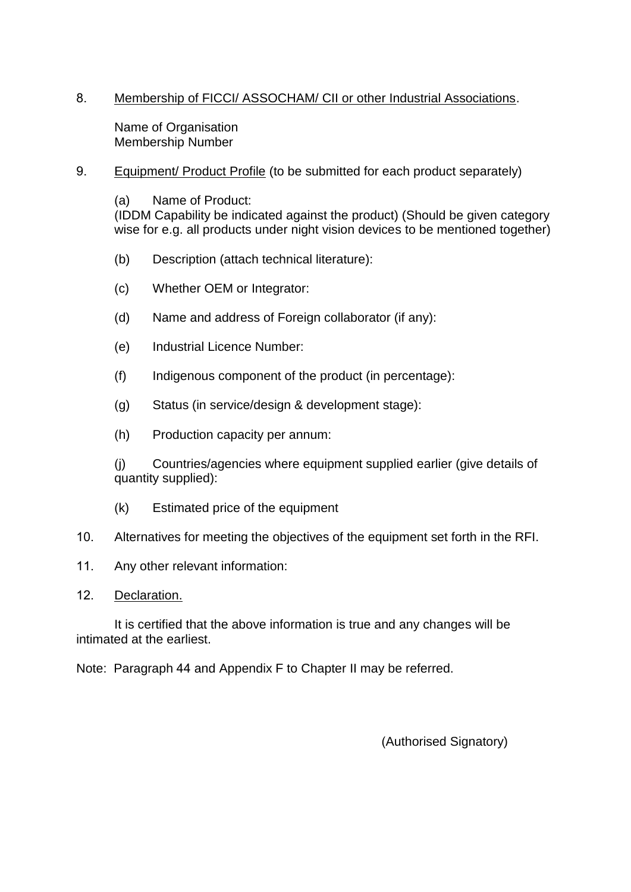8. <u>Membership of FICCI/ ASSOCHAM/ CII or other Industrial Associations</u>.

   Name of Organisation
   Membership Number

9. <u>Equipment/ Product Profile</u> (to be submitted for each product separately)

   (a) Name of Product:
   (IDDM Capability be indicated against the product) (Should be given category wise for e.g. all products under night vision devices to be mentioned together)

   (b) Description (attach technical literature):

   (c) Whether OEM or Integrator:

   (d) Name and address of Foreign collaborator (if any):

   (e) Industrial Licence Number:

   (f) Indigenous component of the product (in percentage):

   (g) Status (in service/design & development stage):

   (h) Production capacity per annum:

   (j) Countries/agencies where equipment supplied earlier (give details of quantity supplied):

   (k) Estimated price of the equipment

10. Alternatives for meeting the objectives of the equipment set forth in the RFI.

11. Any other relevant information:

12. <u>Declaration.</u>

It is certified that the above information is true and any changes will be intimated at the earliest.

Note: Paragraph 44 and Appendix F to Chapter II may be referred.

(Authorised Signatory)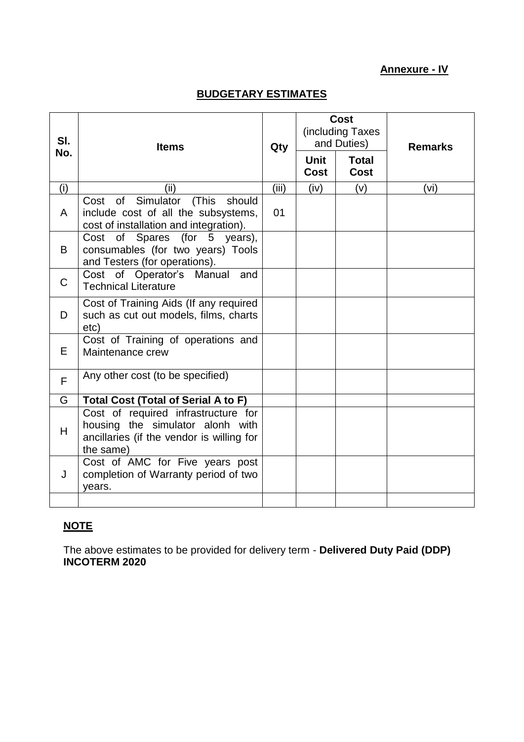**Annexure - IV**

## BUDGETARY ESTIMATES

| Sl. No. | Items | Qty | Cost (including Taxes and Duties) | | Remarks |
|---|---|---|---|---|---|
| | | | Unit Cost | Total Cost | |
| (i) | (ii) | (iii) | (iv) | (v) | (vi) |
| A | Cost of Simulator (This should include cost of all the subsystems, cost of installation and integration). | 01 | | | |
| B | Cost of Spares (for 5 years), consumables (for two years) Tools and Testers (for operations). | | | | |
| C | Cost of Operator's Manual and Technical Literature | | | | |
| D | Cost of Training Aids (If any required such as cut out models, films, charts etc) | | | | |
| E | Cost of Training of operations and Maintenance crew | | | | |
| F | Any other cost (to be specified) | | | | |
| G | **Total Cost (Total of Serial A to F)** | | | | |
| H | Cost of required infrastructure for housing the simulator alonh with ancillaries (if the vendor is willing for the same) | | | | |
| J | Cost of AMC for Five years post completion of Warranty period of two years. | | | | |
| | | | | | |

**NOTE**

The above estimates to be provided for delivery term - **Delivered Duty Paid (DDP) INCOTERM 2020**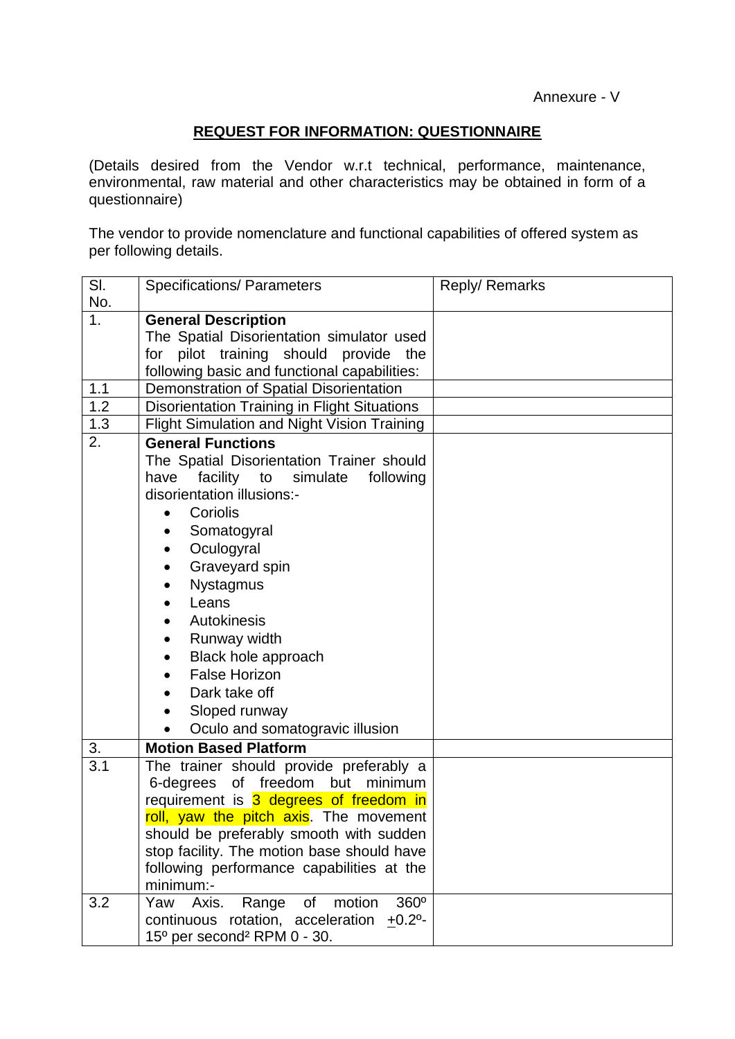Annexure - V

## REQUEST FOR INFORMATION: QUESTIONNAIRE

(Details desired from the Vendor w.r.t technical, performance, maintenance, environmental, raw material and other characteristics may be obtained in form of a questionnaire)

The vendor to provide nomenclature and functional capabilities of offered system as per following details.

| Sl. No. | Specifications/ Parameters | Reply/ Remarks |
|---|---|---|
| 1. | **General Description**<br>The Spatial Disorientation simulator used for pilot training should provide the following basic and functional capabilities: | |
| 1.1 | Demonstration of Spatial Disorientation | |
| 1.2 | Disorientation Training in Flight Situations | |
| 1.3 | Flight Simulation and Night Vision Training | |
| 2. | **General Functions**<br>The Spatial Disorientation Trainer should have facility to simulate following disorientation illusions:-<br>• Coriolis<br>• Somatogyral<br>• Oculogyral<br>• Graveyard spin<br>• Nystagmus<br>• Leans<br>• Autokinesis<br>• Runway width<br>• Black hole approach<br>• False Horizon<br>• Dark take off<br>• Sloped runway<br>• Oculo and somatogravic illusion | |
| 3. | **Motion Based Platform** | |
| 3.1 | The trainer should provide preferably a 6-degrees of freedom but minimum requirement is 3 degrees of freedom in roll, yaw the pitch axis. The movement should be preferably smooth with sudden stop facility. The motion base should have following performance capabilities at the minimum:- | |
| 3.2 | Yaw Axis. Range of motion 360º continuous rotation, acceleration $\underline{+}0.2^{\circ}$-$15^{\circ}$ per second$^{2}$ RPM 0 - 30. | |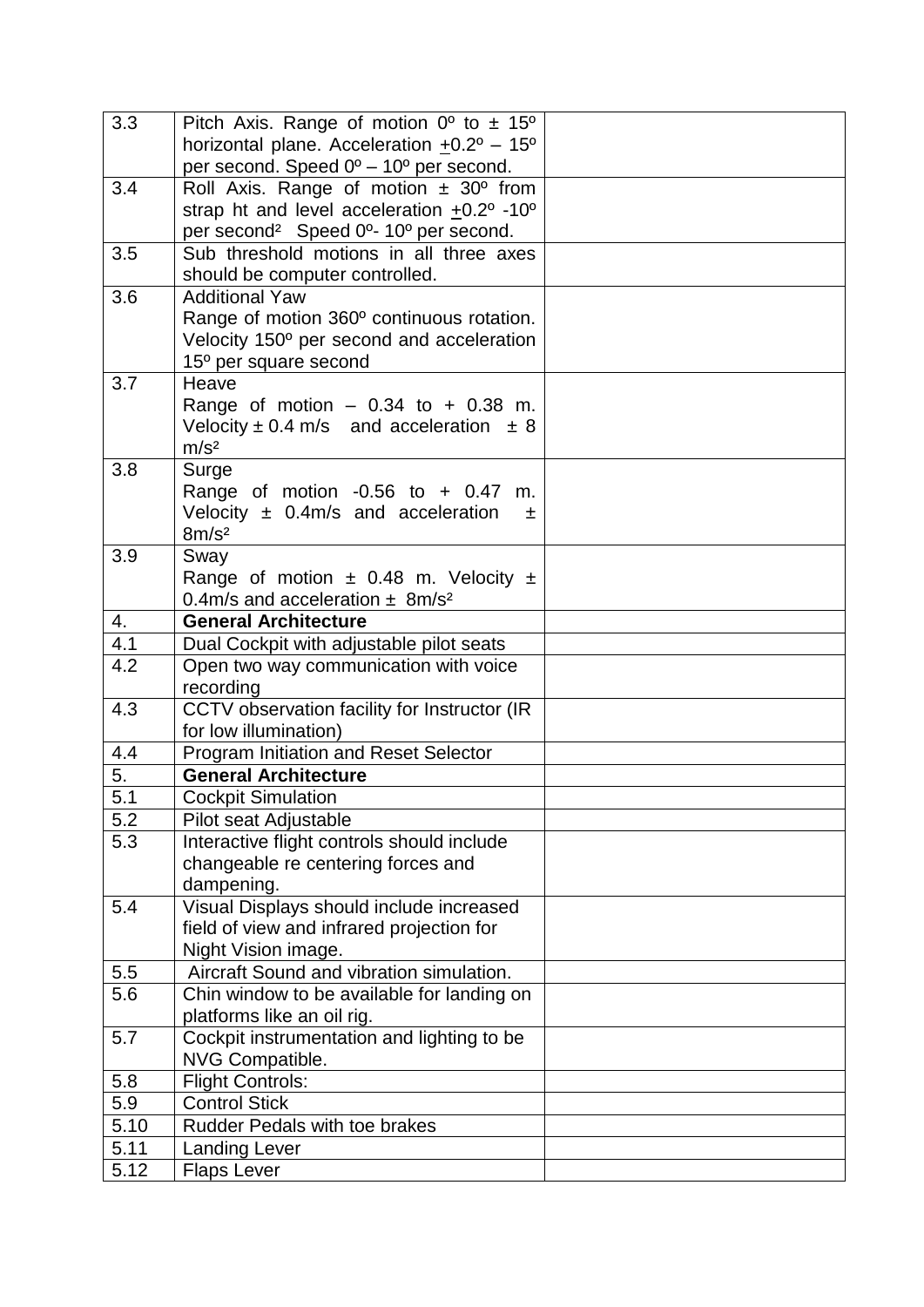| 3.3 | Pitch Axis. Range of motion 0º to ± 15º horizontal plane. Acceleration $\underline{+}$0.2º – 15º per second. Speed 0º – 10º per second. | |
|---|---|---|
| 3.4 | Roll Axis. Range of motion ± 30º from strap ht and level acceleration $\underline{+}$0.2º -10º per second² Speed 0º- 10º per second. | |
| 3.5 | Sub threshold motions in all three axes should be computer controlled. | |
| 3.6 | Additional Yaw<br>Range of motion 360º continuous rotation. Velocity 150º per second and acceleration 15º per square second | |
| 3.7 | Heave<br>Range of motion – 0.34 to + 0.38 m. Velocity ± 0.4 m/s and acceleration ± 8 m/s² | |
| 3.8 | Surge<br>Range of motion -0.56 to + 0.47 m. Velocity ± 0.4m/s and acceleration ± 8m/s² | |
| 3.9 | Sway<br>Range of motion ± 0.48 m. Velocity ± 0.4m/s and acceleration ± 8m/s² | |
| 4. | **General Architecture** | |
| 4.1 | Dual Cockpit with adjustable pilot seats | |
| 4.2 | Open two way communication with voice recording | |
| 4.3 | CCTV observation facility for Instructor (IR for low illumination) | |
| 4.4 | Program Initiation and Reset Selector | |
| 5. | **General Architecture** | |
| 5.1 | Cockpit Simulation | |
| 5.2 | Pilot seat Adjustable | |
| 5.3 | Interactive flight controls should include changeable re centering forces and dampening. | |
| 5.4 | Visual Displays should include increased field of view and infrared projection for Night Vision image. | |
| 5.5 | Aircraft Sound and vibration simulation. | |
| 5.6 | Chin window to be available for landing on platforms like an oil rig. | |
| 5.7 | Cockpit instrumentation and lighting to be NVG Compatible. | |
| 5.8 | Flight Controls: | |
| 5.9 | Control Stick | |
| 5.10 | Rudder Pedals with toe brakes | |
| 5.11 | Landing Lever | |
| 5.12 | Flaps Lever | |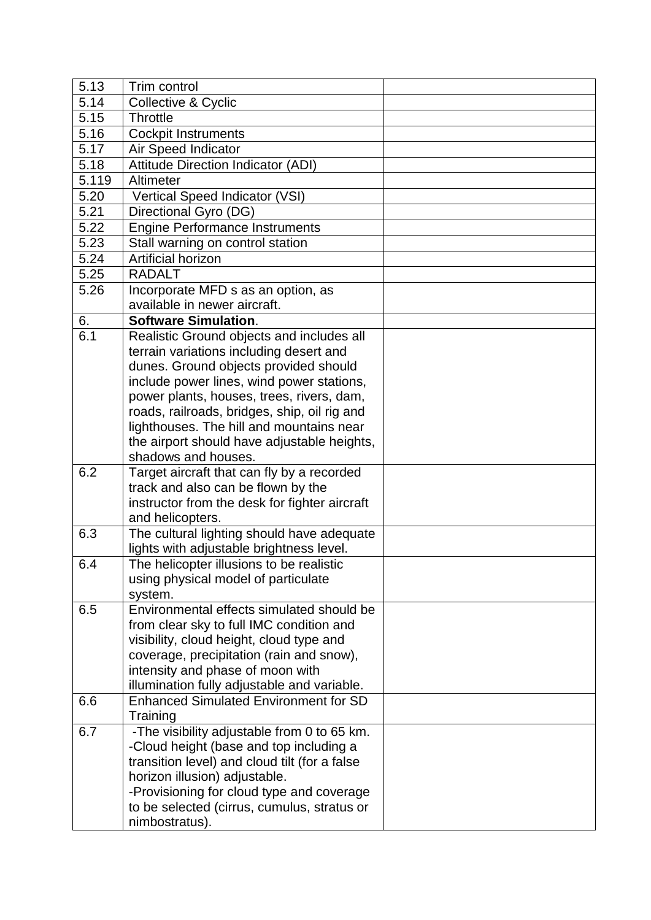| | | |
|---|---|---|
| 5.13 | Trim control | |
| 5.14 | Collective & Cyclic | |
| 5.15 | Throttle | |
| 5.16 | Cockpit Instruments | |
| 5.17 | Air Speed Indicator | |
| 5.18 | Attitude Direction Indicator (ADI) | |
| 5.119 | Altimeter | |
| 5.20 | Vertical Speed Indicator (VSI) | |
| 5.21 | Directional Gyro (DG) | |
| 5.22 | Engine Performance Instruments | |
| 5.23 | Stall warning on control station | |
| 5.24 | Artificial horizon | |
| 5.25 | RADALT | |
| 5.26 | Incorporate MFD s as an option, as available in newer aircraft. | |
| 6. | **Software Simulation**. | |
| 6.1 | Realistic Ground objects and includes all terrain variations including desert and dunes. Ground objects provided should include power lines, wind power stations, power plants, houses, trees, rivers, dam, roads, railroads, bridges, ship, oil rig and lighthouses. The hill and mountains near the airport should have adjustable heights, shadows and houses. | |
| 6.2 | Target aircraft that can fly by a recorded track and also can be flown by the instructor from the desk for fighter aircraft and helicopters. | |
| 6.3 | The cultural lighting should have adequate lights with adjustable brightness level. | |
| 6.4 | The helicopter illusions to be realistic using physical model of particulate system. | |
| 6.5 | Environmental effects simulated should be from clear sky to full IMC condition and visibility, cloud height, cloud type and coverage, precipitation (rain and snow), intensity and phase of moon with illumination fully adjustable and variable. | |
| 6.6 | Enhanced Simulated Environment for SD Training | |
| 6.7 | -The visibility adjustable from 0 to 65 km.<br>-Cloud height (base and top including a transition level) and cloud tilt (for a false horizon illusion) adjustable.<br>-Provisioning for cloud type and coverage to be selected (cirrus, cumulus, stratus or nimbostratus). | |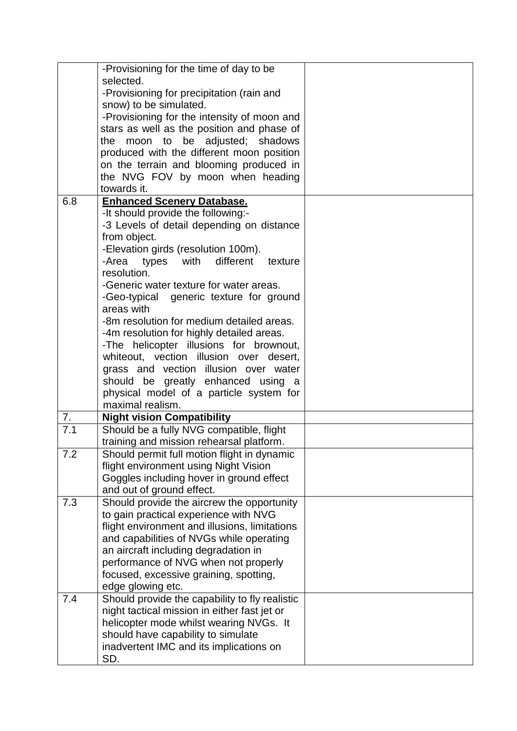| | | |
|---|---|---|
| | -Provisioning for the time of day to be selected.<br>-Provisioning for precipitation (rain and snow) to be simulated.<br>-Provisioning for the intensity of moon and stars as well as the position and phase of the moon to be adjusted; shadows produced with the different moon position on the terrain and blooming produced in the NVG FOV by moon when heading towards it. | |
| 6.8 | **Enhanced Scenery Database.**<br>-It should provide the following:-<br>-3 Levels of detail depending on distance from object.<br>-Elevation girds (resolution 100m).<br>-Area types with different texture resolution.<br>-Generic water texture for water areas.<br>-Geo-typical generic texture for ground areas with<br>-8m resolution for medium detailed areas.<br>-4m resolution for highly detailed areas.<br>-The helicopter illusions for brownout, whiteout, vection illusion over desert, grass and vection illusion over water should be greatly enhanced using a physical model of a particle system for maximal realism. | |
| 7. | **Night vision Compatibility** | |
| 7.1 | Should be a fully NVG compatible, flight training and mission rehearsal platform. | |
| 7.2 | Should permit full motion flight in dynamic flight environment using Night Vision Goggles including hover in ground effect and out of ground effect. | |
| 7.3 | Should provide the aircrew the opportunity to gain practical experience with NVG flight environment and illusions, limitations and capabilities of NVGs while operating an aircraft including degradation in performance of NVG when not properly focused, excessive graining, spotting, edge glowing etc. | |
| 7.4 | Should provide the capability to fly realistic night tactical mission in either fast jet or helicopter mode whilst wearing NVGs. It should have capability to simulate inadvertent IMC and its implications on SD. | |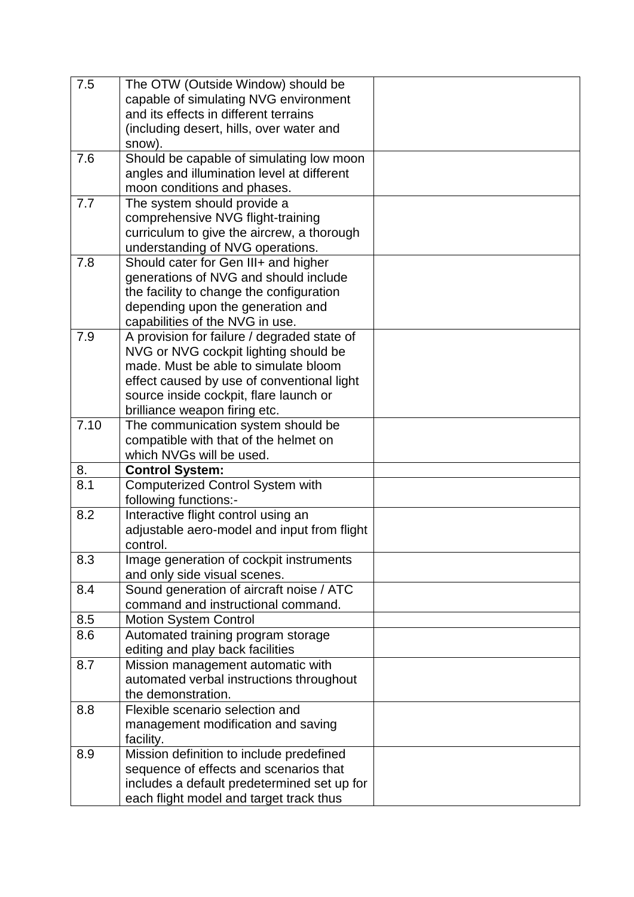| | | |
|---|---|---|
| 7.5 | The OTW (Outside Window) should be capable of simulating NVG environment and its effects in different terrains (including desert, hills, over water and snow). | |
| 7.6 | Should be capable of simulating low moon angles and illumination level at different moon conditions and phases. | |
| 7.7 | The system should provide a comprehensive NVG flight-training curriculum to give the aircrew, a thorough understanding of NVG operations. | |
| 7.8 | Should cater for Gen III+ and higher generations of NVG and should include the facility to change the configuration depending upon the generation and capabilities of the NVG in use. | |
| 7.9 | A provision for failure / degraded state of NVG or NVG cockpit lighting should be made. Must be able to simulate bloom effect caused by use of conventional light source inside cockpit, flare launch or brilliance weapon firing etc. | |
| 7.10 | The communication system should be compatible with that of the helmet on which NVGs will be used. | |
| 8. | **Control System:** | |
| 8.1 | Computerized Control System with following functions:- | |
| 8.2 | Interactive flight control using an adjustable aero-model and input from flight control. | |
| 8.3 | Image generation of cockpit instruments and only side visual scenes. | |
| 8.4 | Sound generation of aircraft noise / ATC command and instructional command. | |
| 8.5 | Motion System Control | |
| 8.6 | Automated training program storage editing and play back facilities | |
| 8.7 | Mission management automatic with automated verbal instructions throughout the demonstration. | |
| 8.8 | Flexible scenario selection and management modification and saving facility. | |
| 8.9 | Mission definition to include predefined sequence of effects and scenarios that includes a default predetermined set up for each flight model and target track thus | |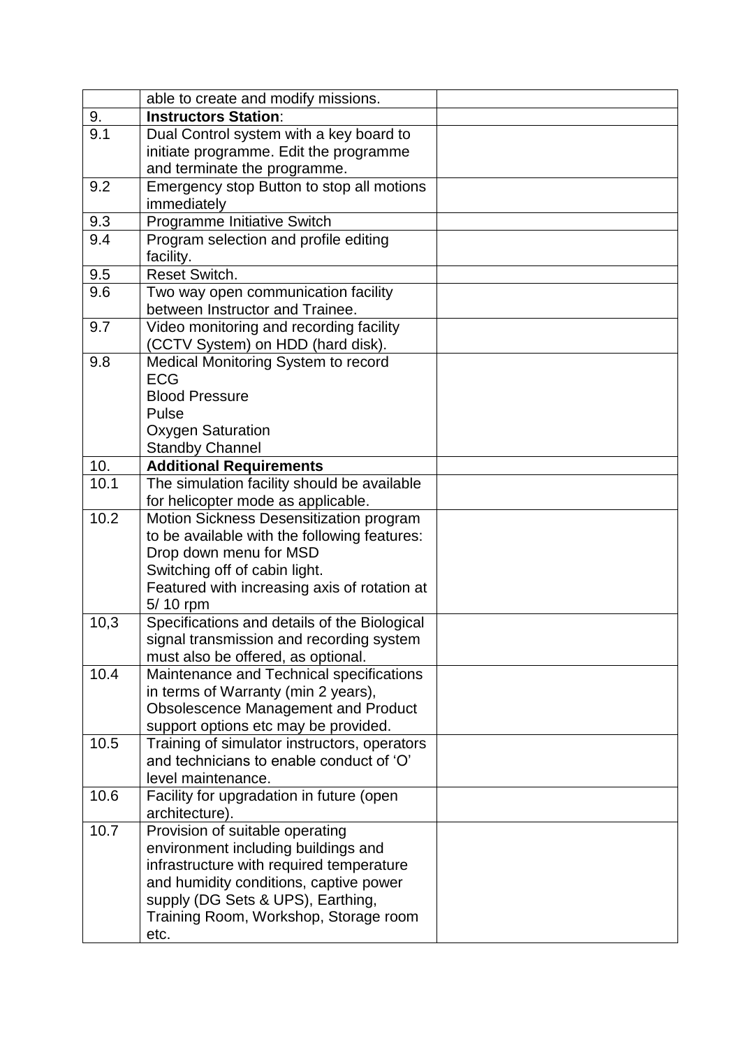| | | |
|---|---|---|
| | able to create and modify missions. | |
| 9. | **Instructors Station**: | |
| 9.1 | Dual Control system with a key board to initiate programme. Edit the programme and terminate the programme. | |
| 9.2 | Emergency stop Button to stop all motions immediately | |
| 9.3 | Programme Initiative Switch | |
| 9.4 | Program selection and profile editing facility. | |
| 9.5 | Reset Switch. | |
| 9.6 | Two way open communication facility between Instructor and Trainee. | |
| 9.7 | Video monitoring and recording facility (CCTV System) on HDD (hard disk). | |
| 9.8 | Medical Monitoring System to record<br>ECG<br>Blood Pressure<br>Pulse<br>Oxygen Saturation<br>Standby Channel | |
| 10. | **Additional Requirements** | |
| 10.1 | The simulation facility should be available for helicopter mode as applicable. | |
| 10.2 | Motion Sickness Desensitization program to be available with the following features:<br>Drop down menu for MSD<br>Switching off of cabin light.<br>Featured with increasing axis of rotation at 5/ 10 rpm | |
| 10,3 | Specifications and details of the Biological signal transmission and recording system must also be offered, as optional. | |
| 10.4 | Maintenance and Technical specifications in terms of Warranty (min 2 years), Obsolescence Management and Product support options etc may be provided. | |
| 10.5 | Training of simulator instructors, operators and technicians to enable conduct of 'O' level maintenance. | |
| 10.6 | Facility for upgradation in future (open architecture). | |
| 10.7 | Provision of suitable operating environment including buildings and infrastructure with required temperature and humidity conditions, captive power supply (DG Sets & UPS), Earthing, Training Room, Workshop, Storage room etc. | |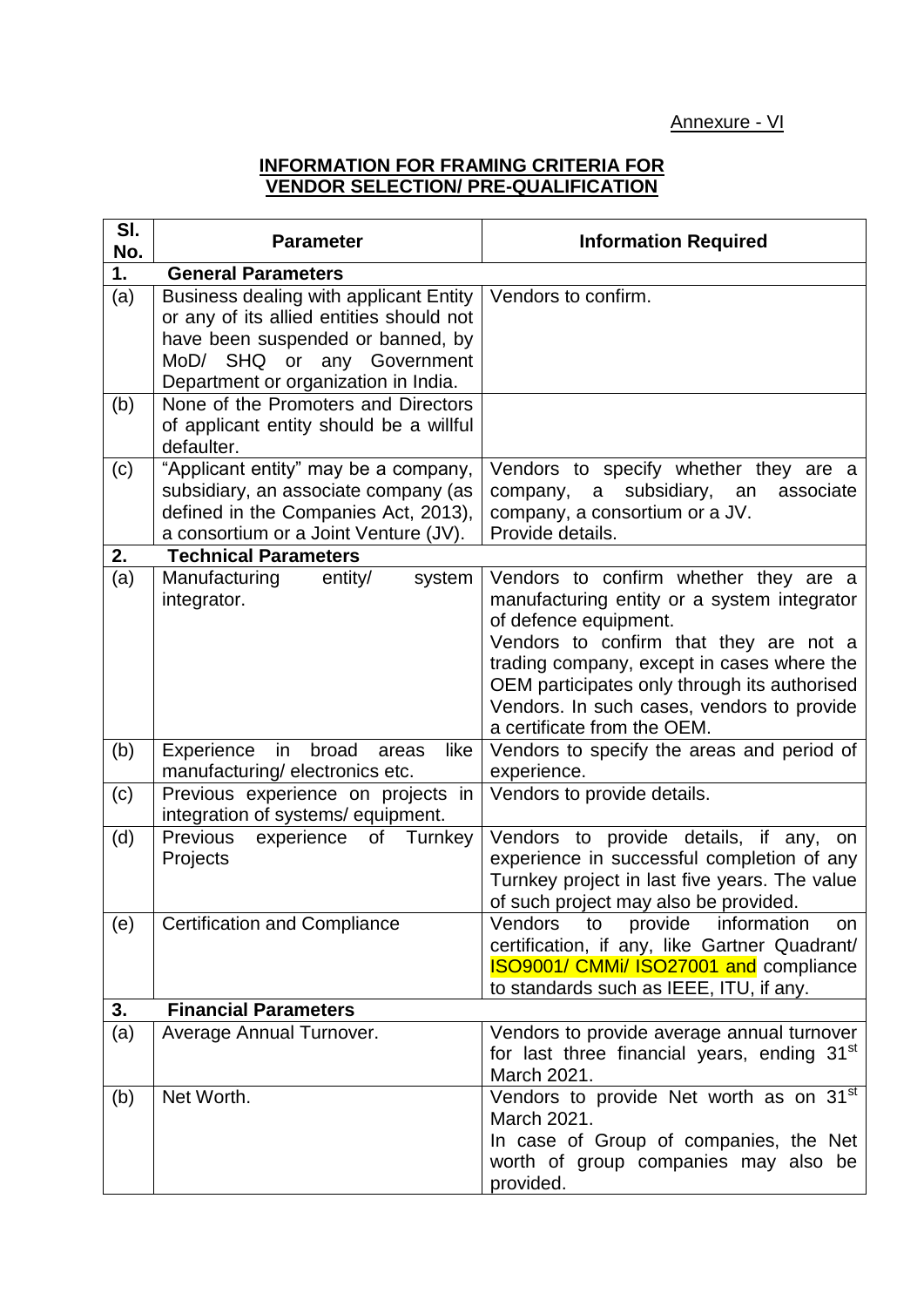Annexure - VI

**INFORMATION FOR FRAMING CRITERIA FOR VENDOR SELECTION/ PRE-QUALIFICATION**

| Sl. No. | Parameter | Information Required |
|---|---|---|
| **1.** | **General Parameters** | |
| (a) | Business dealing with applicant Entity or any of its allied entities should not have been suspended or banned, by MoD/ SHQ or any Government Department or organization in India. | Vendors to confirm. |
| (b) | None of the Promoters and Directors of applicant entity should be a willful defaulter. | |
| (c) | "Applicant entity" may be a company, subsidiary, an associate company (as defined in the Companies Act, 2013), a consortium or a Joint Venture (JV). | Vendors to specify whether they are a company, a subsidiary, an associate company, a consortium or a JV. Provide details. |
| **2.** | **Technical Parameters** | |
| (a) | Manufacturing entity/ system integrator. | Vendors to confirm whether they are a manufacturing entity or a system integrator of defence equipment. Vendors to confirm that they are not a trading company, except in cases where the OEM participates only through its authorised Vendors. In such cases, vendors to provide a certificate from the OEM. |
| (b) | Experience in broad areas like manufacturing/ electronics etc. | Vendors to specify the areas and period of experience. |
| (c) | Previous experience on projects in integration of systems/ equipment. | Vendors to provide details. |
| (d) | Previous experience of Turnkey Projects | Vendors to provide details, if any, on experience in successful completion of any Turnkey project in last five years. The value of such project may also be provided. |
| (e) | Certification and Compliance | Vendors to provide information on certification, if any, like Gartner Quadrant/ ISO9001/ CMMi/ ISO27001 and compliance to standards such as IEEE, ITU, if any. |
| **3.** | **Financial Parameters** | |
| (a) | Average Annual Turnover. | Vendors to provide average annual turnover for last three financial years, ending 31st March 2021. |
| (b) | Net Worth. | Vendors to provide Net worth as on 31st March 2021. In case of Group of companies, the Net worth of group companies may also be provided. |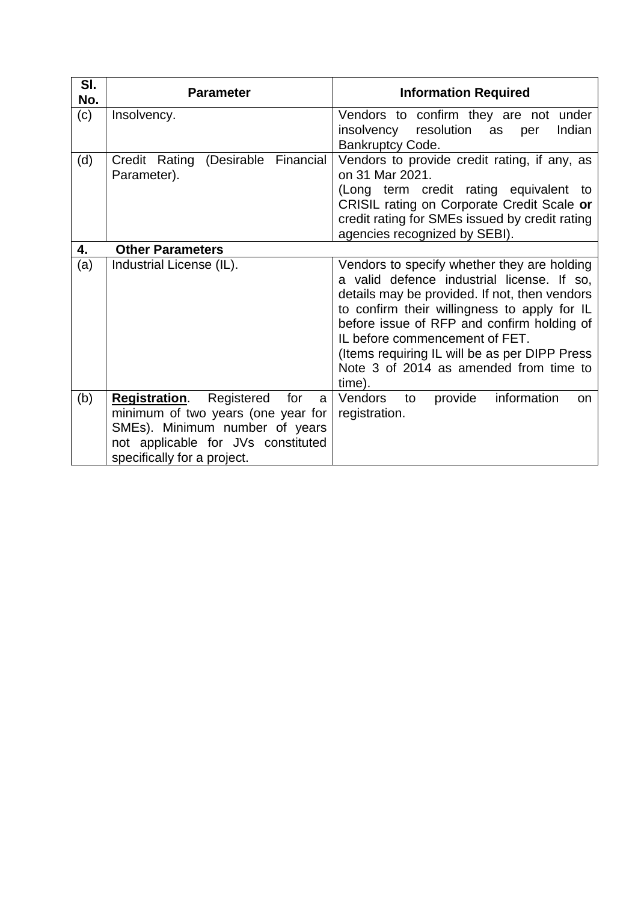| Sl. No. | Parameter | Information Required |
|---|---|---|
| (c) | Insolvency. | Vendors to confirm they are not under insolvency resolution as per Indian Bankruptcy Code. |
| (d) | Credit Rating (Desirable Financial Parameter). | Vendors to provide credit rating, if any, as on 31 Mar 2021. (Long term credit rating equivalent to CRISIL rating on Corporate Credit Scale **or** credit rating for SMEs issued by credit rating agencies recognized by SEBI). |
| **4.** | **Other Parameters** | |
| (a) | Industrial License (IL). | Vendors to specify whether they are holding a valid defence industrial license. If so, details may be provided. If not, then vendors to confirm their willingness to apply for IL before issue of RFP and confirm holding of IL before commencement of FET. (Items requiring IL will be as per DIPP Press Note 3 of 2014 as amended from time to time). |
| (b) | **Registration**. Registered for a minimum of two years (one year for SMEs). Minimum number of years not applicable for JVs constituted specifically for a project. | Vendors to provide information on registration. |